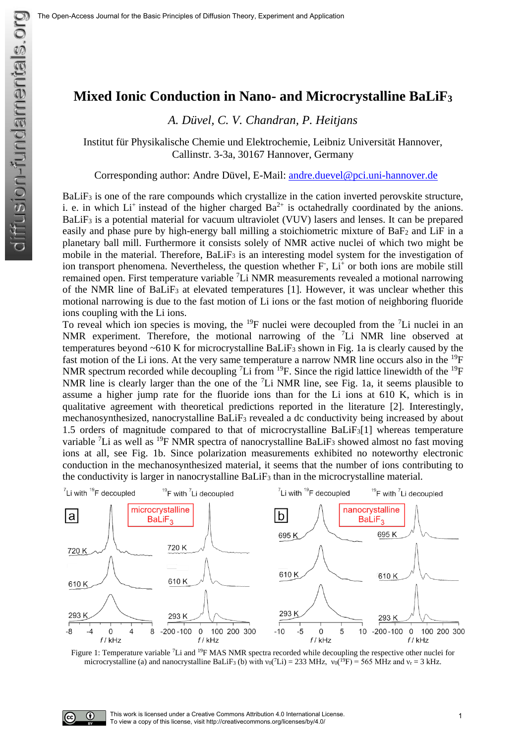# Mixed Ionic Conduction in Nano- and Microcrystalline $BaLiF_3$

*A. Düvel, C. V. Chandran, P. Heitjans*

Institut für Physikalische Chemie und Elektrochemie, Leibniz Universität Hannover, Callinstr. 3-3a, 30167 Hannover, Germany

Corresponding author: Andre Düvel, E-Mail: andre.duevel@pci.uni-hannover.de

$BaLiF_3$ is one of the rare compounds which crystallize in the cation inverted perovskite structure, i. e. in which $Li^+$ instead of the higher charged $Ba^{2+}$ is octahedrally coordinated by the anions. $BaLiF_3$ is a potential material for vacuum ultraviolet (VUV) lasers and lenses. It can be prepared easily and phase pure by high-energy ball milling a stoichiometric mixture of $BaF_2$ and LiF in a planetary ball mill. Furthermore it consists solely of NMR active nuclei of which two might be mobile in the material. Therefore, $BaLiF_3$ is an interesting model system for the investigation of ion transport phenomena. Nevertheless, the question whether $F^-$, $Li^+$ or both ions are mobile still remained open. First temperature variable $^7Li$ NMR measurements revealed a motional narrowing of the NMR line of $BaLiF_3$ at elevated temperatures [1]. However, it was unclear whether this motional narrowing is due to the fast motion of Li ions or the fast motion of neighboring fluoride ions coupling with the Li ions.

To reveal which ion species is moving, the $^{19}F$ nuclei were decoupled from the $^7Li$ nuclei in an NMR experiment. Therefore, the motional narrowing of the $^7Li$ NMR line observed at temperatures beyond ~610 K for microcrystalline $BaLiF_3$ shown in Fig. 1a is clearly caused by the fast motion of the Li ions. At the very same temperature a narrow NMR line occurs also in the $^{19}F$ NMR spectrum recorded while decoupling $^7Li$ from $^{19}F$. Since the rigid lattice linewidth of the $^{19}F$ NMR line is clearly larger than the one of the $^7Li$ NMR line, see Fig. 1a, it seems plausible to assume a higher jump rate for the fluoride ions than for the Li ions at 610 K, which is in qualitative agreement with theoretical predictions reported in the literature [2]. Interestingly, mechanosynthesized, nanocrystalline $BaLiF_3$ revealed a dc conductivity being increased by about 1.5 orders of magnitude compared to that of microcrystalline $BaLiF_3$[1] whereas temperature variable $^7Li$ as well as $^{19}F$ NMR spectra of nanocrystalline $BaLiF_3$ showed almost no fast moving ions at all, see Fig. 1b. Since polarization measurements exhibited no noteworthy electronic conduction in the mechanosynthesized material, it seems that the number of ions contributing to the conductivity is larger in nanocrystalline $BaLiF_3$ than in the microcrystalline material.

Figure 1: Temperature variable $^7Li$ and $^{19}F$ MAS NMR spectra recorded while decoupling the respective other nuclei for microcrystalline (a) and nanocrystalline $BaLiF_3$ (b) with $\nu_0(^7Li)$ = 233 MHz, $\nu_0(^{19}F)$ = 565 MHz and $\nu_r$ = 3 kHz.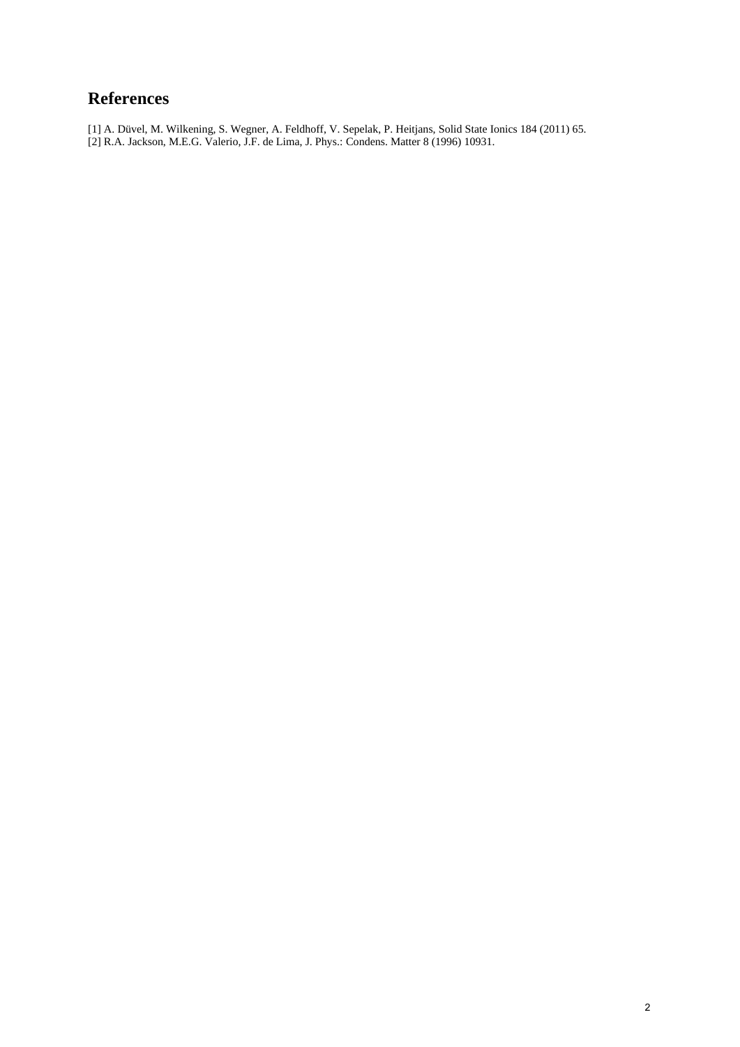# References

[1] A. Düvel, M. Wilkening, S. Wegner, A. Feldhoff, V. Sepelak, P. Heitjans, Solid State Ionics 184 (2011) 65.
[2] R.A. Jackson, M.E.G. Valerio, J.F. de Lima, J. Phys.: Condens. Matter 8 (1996) 10931.